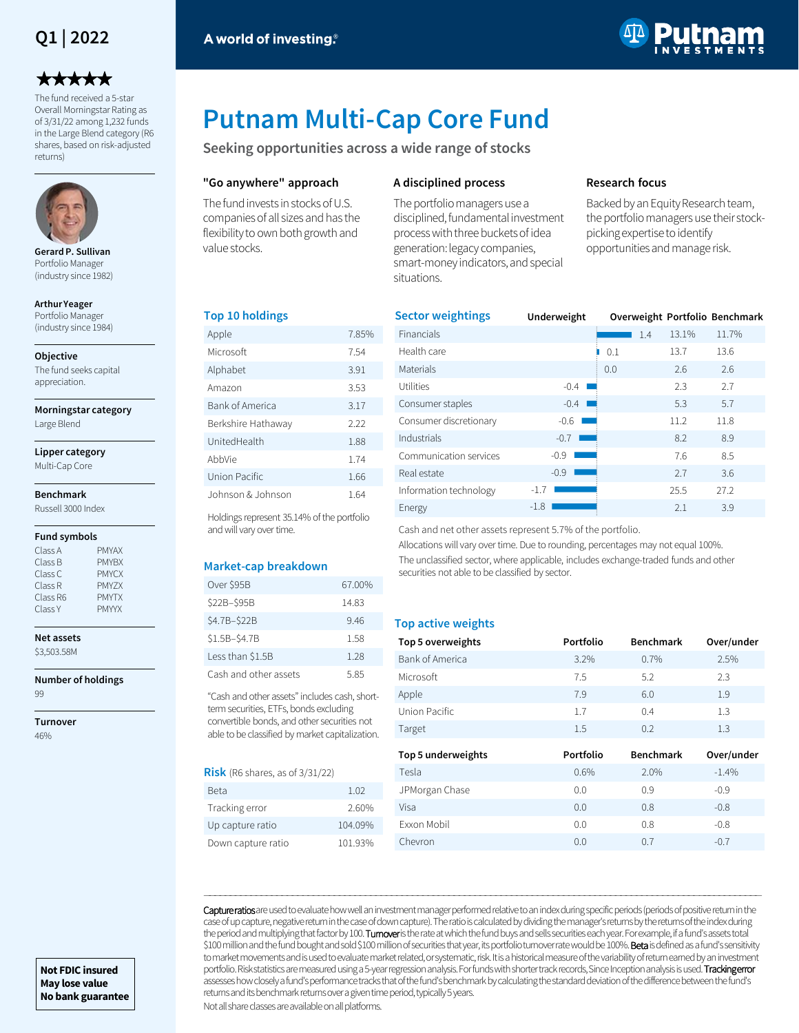Q1 | 2022

A world of investing.®

# Putnam Multi-Cap Core Fund

Seeking opportunities across a wide range of stocks

★★★★★

The fund received a 5-star Overall Morningstar Rating as of 3/31/22 among 1,232 funds in the Large Blend category (R6 shares, based on risk-adjusted returns)

**Gerard P. Sullivan**
Portfolio Manager
(industry since 1982)

**Arthur Yeager**
Portfolio Manager
(industry since 1984)

**Objective**
The fund seeks capital appreciation.

**Morningstar category**
Large Blend

**Lipper category**
Multi-Cap Core

**Benchmark**
Russell 3000 Index

**Fund symbols**

| Class | Symbol |
|---|---|
| Class A | PMYAX |
| Class B | PMYBX |
| Class C | PMYCX |
| Class R | PMYZX |
| Class R6 | PMYTX |
| Class Y | PMYYX |

**Net assets**
$3,503.58M

**Number of holdings**
99

**Turnover**
46%

### "Go anywhere" approach

The fund invests in stocks of U.S. companies of all sizes and has the flexibility to own both growth and value stocks.

### A disciplined process

The portfolio managers use a disciplined, fundamental investment process with three buckets of idea generation: legacy companies, smart-money indicators, and special situations.

### Research focus

Backed by an Equity Research team, the portfolio managers use their stock-picking expertise to identify opportunities and manage risk.

## Top 10 holdings

| Holding | % |
|---|---|
| Apple | 7.85% |
| Microsoft | 7.54 |
| Alphabet | 3.91 |
| Amazon | 3.53 |
| Bank of America | 3.17 |
| Berkshire Hathaway | 2.22 |
| UnitedHealth | 1.88 |
| AbbVie | 1.74 |
| Union Pacific | 1.66 |
| Johnson & Johnson | 1.64 |

Holdings represent 35.14% of the portfolio and will vary over time.

## Market-cap breakdown

| Market cap | % |
|---|---|
| Over $95B | 67.00% |
| $22B–$95B | 14.83 |
| $4.7B–$22B | 9.46 |
| $1.5B–$4.7B | 1.58 |
| Less than $1.5B | 1.28 |
| Cash and other assets | 5.85 |

"Cash and other assets" includes cash, short-term securities, ETFs, bonds excluding convertible bonds, and other securities not able to be classified by market capitalization.

## Risk (R6 shares, as of 3/31/22)

| Measure | Value |
|---|---|
| Beta | 1.02 |
| Tracking error | 2.60% |
| Up capture ratio | 104.09% |
| Down capture ratio | 101.93% |

## Sector weightings

| Sector | Underweight/Overweight | Portfolio | Benchmark |
|---|---|---|---|
| Financials | 1.4 | 13.1% | 11.7% |
| Health care | 0.1 | 13.7 | 13.6 |
| Materials | 0.0 | 2.6 | 2.6 |
| Utilities | -0.4 | 2.3 | 2.7 |
| Consumer staples | -0.4 | 5.3 | 5.7 |
| Consumer discretionary | -0.6 | 11.2 | 11.8 |
| Industrials | -0.7 | 8.2 | 8.9 |
| Communication services | -0.9 | 7.6 | 8.5 |
| Real estate | -0.9 | 2.7 | 3.6 |
| Information technology | -1.7 | 25.5 | 27.2 |
| Energy | -1.8 | 2.1 | 3.9 |

Cash and net other assets represent 5.7% of the portfolio.

Allocations will vary over time. Due to rounding, percentages may not equal 100%.

The unclassified sector, where applicable, includes exchange-traded funds and other securities not able to be classified by sector.

## Top active weights

| Top 5 overweights | Portfolio | Benchmark | Over/under |
|---|---|---|---|
| Bank of America | 3.2% | 0.7% | 2.5% |
| Microsoft | 7.5 | 5.2 | 2.3 |
| Apple | 7.9 | 6.0 | 1.9 |
| Union Pacific | 1.7 | 0.4 | 1.3 |
| Target | 1.5 | 0.2 | 1.3 |

| Top 5 underweights | Portfolio | Benchmark | Over/under |
|---|---|---|---|
| Tesla | 0.6% | 2.0% | -1.4% |
| JPMorgan Chase | 0.0 | 0.9 | -0.9 |
| Visa | 0.0 | 0.8 | -0.8 |
| Exxon Mobil | 0.0 | 0.8 | -0.8 |
| Chevron | 0.0 | 0.7 | -0.7 |

**Capture ratios** are used to evaluate how well an investment manager performed relative to an index during specific periods (periods of positive return in the case of up capture, negative return in the case of down capture). The ratio is calculated by dividing the manager's returns by the returns of the index during the period and multiplying that factor by 100. **Turnover** is the rate at which the fund buys and sells securities each year. For example, if a fund's assets total $100 million and the fund bought and sold $100 million of securities that year, its portfolio turnover rate would be 100%. **Beta** is defined as a fund's sensitivity to market movements and is used to evaluate market related, or systematic, risk. It is a historical measure of the variability of return earned by an investment portfolio. Risk statistics are measured using a 5-year regression analysis. For funds with shorter track records, Since Inception analysis is used. **Tracking error** assesses how closely a fund's performance tracks that of the fund's benchmark by calculating the standard deviation of the difference between the fund's returns and its benchmark returns over a given time period, typically 5 years.

Not all share classes are available on all platforms.

**Not FDIC insured**
**May lose value**
**No bank guarantee**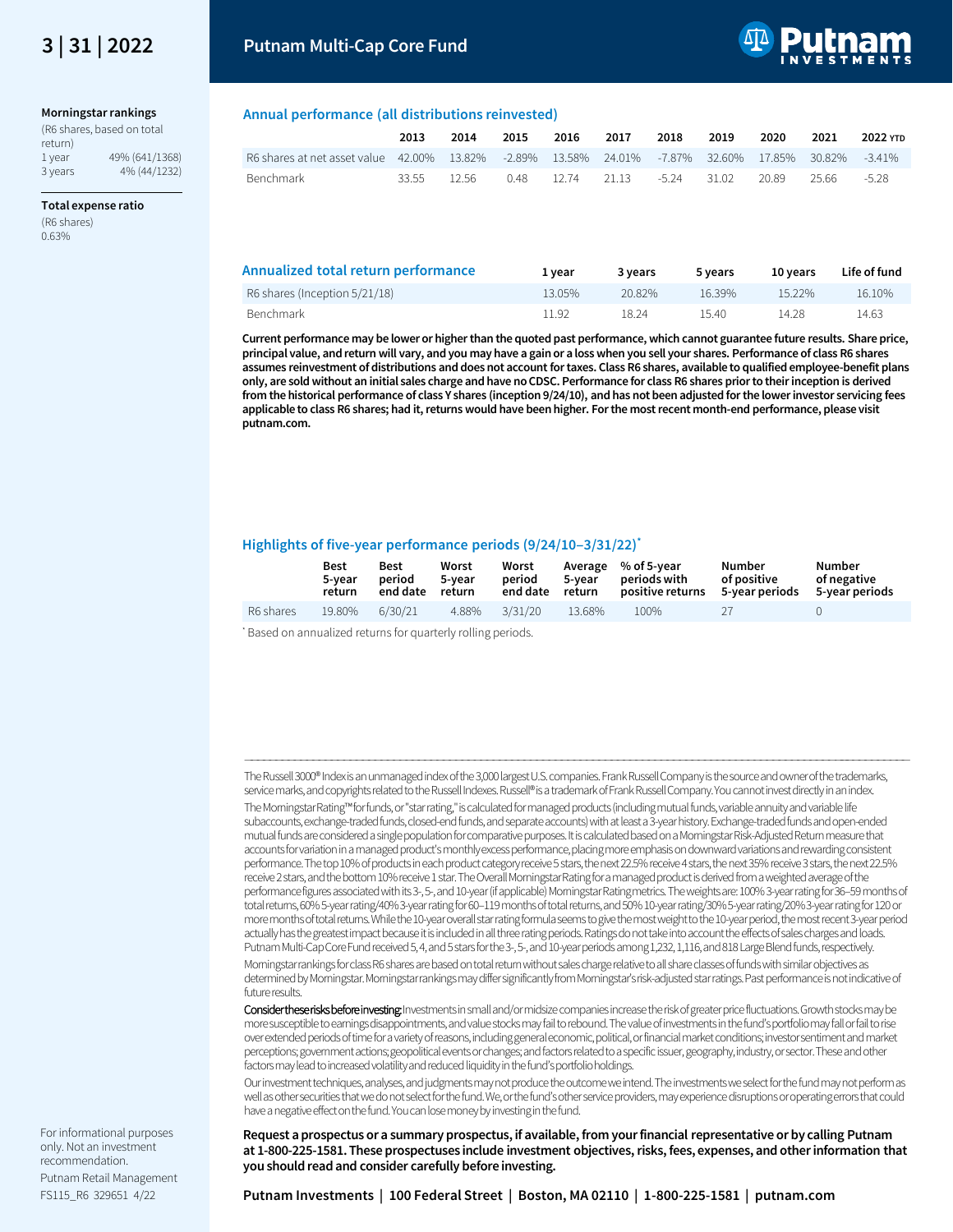# 3 | 31 | 2022

## Putnam Multi-Cap Core Fund

**Morningstar rankings**

(R6 shares, based on total return)

| | |
|---|---|
| 1 year | 49% (641/1368) |
| 3 years | 4% (44/1232) |

**Total expense ratio**

(R6 shares)

0.63%

## Annual performance (all distributions reinvested)

| | 2013 | 2014 | 2015 | 2016 | 2017 | 2018 | 2019 | 2020 | 2021 | 2022 YTD |
|---|---|---|---|---|---|---|---|---|---|---|
| R6 shares at net asset value | 42.00% | 13.82% | -2.89% | 13.58% | 24.01% | -7.87% | 32.60% | 17.85% | 30.82% | -3.41% |
| Benchmark | 33.55 | 12.56 | 0.48 | 12.74 | 21.13 | -5.24 | 31.02 | 20.89 | 25.66 | -5.28 |

## Annualized total return performance

| | 1 year | 3 years | 5 years | 10 years | Life of fund |
|---|---|---|---|---|---|
| R6 shares (Inception 5/21/18) | 13.05% | 20.82% | 16.39% | 15.22% | 16.10% |
| Benchmark | 11.92 | 18.24 | 15.40 | 14.28 | 14.63 |

**Current performance may be lower or higher than the quoted past performance, which cannot guarantee future results. Share price, principal value, and return will vary, and you may have a gain or a loss when you sell your shares. Performance of class R6 shares assumes reinvestment of distributions and does not account for taxes. Class R6 shares, available to qualified employee-benefit plans only, are sold without an initial sales charge and have no CDSC. Performance for class R6 shares prior to their inception is derived from the historical performance of class Y shares (inception 9/24/10), and has not been adjusted for the lower investor servicing fees applicable to class R6 shares; had it, returns would have been higher. For the most recent month-end performance, please visit putnam.com.**

## Highlights of five-year performance periods (9/24/10–3/31/22)*

| | Best 5-year return | Best period end date | Worst 5-year return | Worst period end date | Average 5-year return | % of 5-year periods with positive returns | Number of positive 5-year periods | Number of negative 5-year periods |
|---|---|---|---|---|---|---|---|---|
| R6 shares | 19.80% | 6/30/21 | 4.88% | 3/31/20 | 13.68% | 100% | 27 | 0 |

* Based on annualized returns for quarterly rolling periods.

The Russell 3000® Index is an unmanaged index of the 3,000 largest U.S. companies. Frank Russell Company is the source and owner of the trademarks, service marks, and copyrights related to the Russell Indexes. Russell® is a trademark of Frank Russell Company. You cannot invest directly in an index.

The Morningstar Rating™ for funds, or "star rating," is calculated for managed products (including mutual funds, variable annuity and variable life subaccounts, exchange-traded funds, closed-end funds, and separate accounts) with at least a 3-year history. Exchange-traded funds and open-ended mutual funds are considered a single population for comparative purposes. It is calculated based on a Morningstar Risk-Adjusted Return measure that accounts for variation in a managed product's monthly excess performance, placing more emphasis on downward variations and rewarding consistent performance. The top 10% of products in each product category receive 5 stars, the next 22.5% receive 4 stars, the next 35% receive 3 stars, the next 22.5% receive 2 stars, and the bottom 10% receive 1 star. The Overall Morningstar Rating for a managed product is derived from a weighted average of the performance figures associated with its 3-, 5-, and 10-year (if applicable) Morningstar Rating metrics. The weights are: 100% 3-year rating for 36–59 months of total returns, 60% 5-year rating/40% 3-year rating for 60–119 months of total returns, and 50% 10-year rating/30% 5-year rating/20% 3-year rating for 120 or more months of total returns. While the 10-year overall star rating formula seems to give the most weight to the 10-year period, the most recent 3-year period actually has the greatest impact because it is included in all three rating periods. Ratings do not take into account the effects of sales charges and loads. Putnam Multi-Cap Core Fund received 5, 4, and 5 stars for the 3-, 5-, and 10-year periods among 1,232, 1,116, and 818 Large Blend funds, respectively.

Morningstar rankings for class R6 shares are based on total return without sales charge relative to all share classes of funds with similar objectives as determined by Morningstar. Morningstar rankings may differ significantly from Morningstar's risk-adjusted star ratings. Past performance is not indicative of future results.

**Consider these risks before investing:** Investments in small and/or midsize companies increase the risk of greater price fluctuations. Growth stocks may be more susceptible to earnings disappointments, and value stocks may fail to rebound. The value of investments in the fund's portfolio may fall or fail to rise over extended periods of time for a variety of reasons, including general economic, political, or financial market conditions; investor sentiment and market perceptions; government actions; geopolitical events or changes; and factors related to a specific issuer, geography, industry, or sector. These and other factors may lead to increased volatility and reduced liquidity in the fund's portfolio holdings.

Our investment techniques, analyses, and judgments may not produce the outcome we intend. The investments we select for the fund may not perform as well as other securities that we do not select for the fund. We, or the fund's other service providers, may experience disruptions or operating errors that could have a negative effect on the fund. You can lose money by investing in the fund.

**Request a prospectus or a summary prospectus, if available, from your financial representative or by calling Putnam at 1-800-225-1581. These prospectuses include investment objectives, risks, fees, expenses, and other information that you should read and consider carefully before investing.**

For informational purposes only. Not an investment recommendation.

Putnam Retail Management

FS115_R6 329651 4/22

**Putnam Investments | 100 Federal Street | Boston, MA 02110 | 1-800-225-1581 | putnam.com**